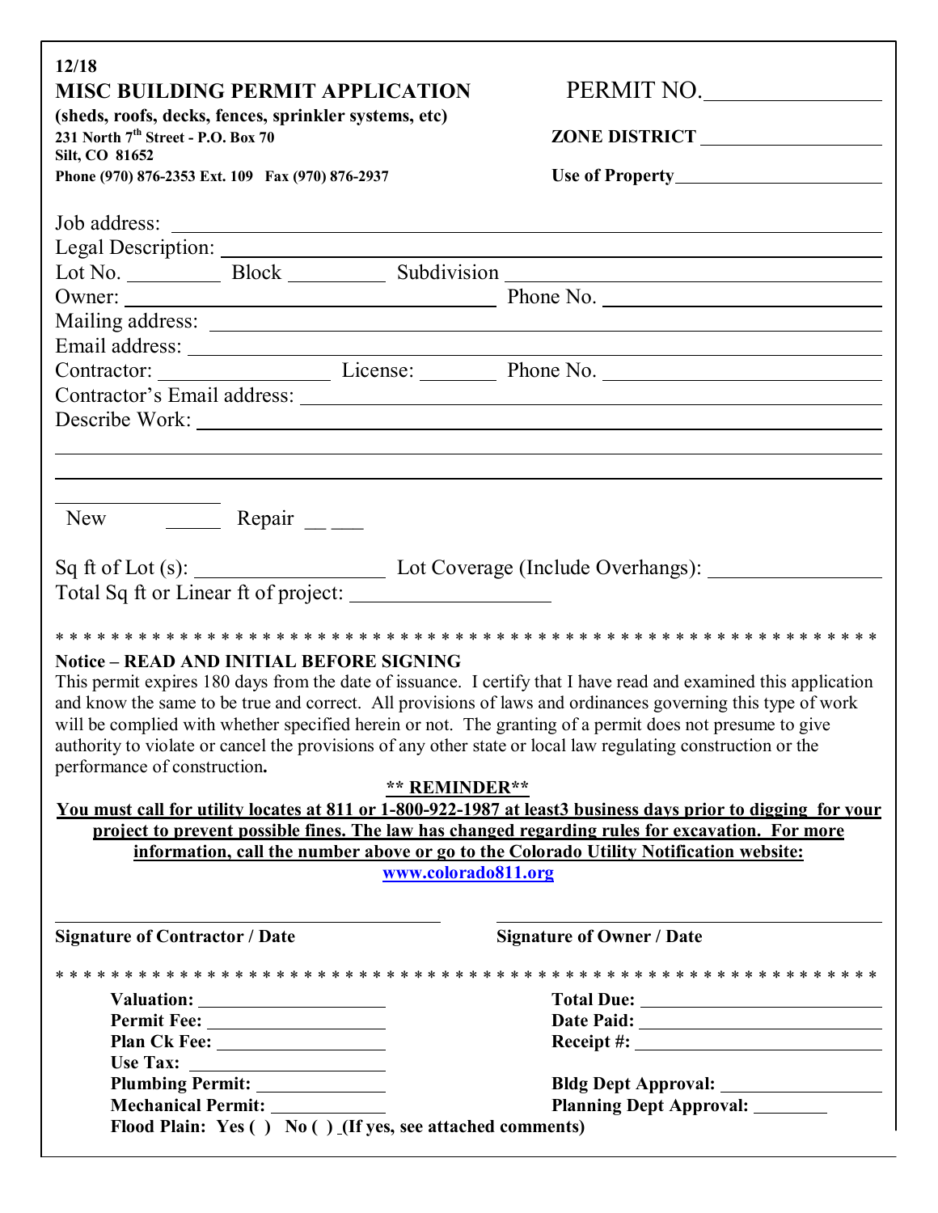12/18

# MISC BUILDING PERMIT APPLICATION

**(sheds, roofs, decks, fences, sprinkler systems, etc)**

**231 North 7th Street - P.O. Box 70**
**Silt, CO 81652**
**Phone (970) 876-2353 Ext. 109 Fax (970) 876-2937**

PERMIT NO.________________

**ZONE DISTRICT** ________________

**Use of Property**________________

Job address: ________________

Legal Description: ________________

Lot No. _________ Block _________ Subdivision ________________

Owner: ________________ Phone No. ________________

Mailing address: ________________

Email address: ________________

Contractor: ________________ License: ________ Phone No. ________________

Contractor's Email address: ________________

Describe Work: ________________

________________

________________

New ______ Repair __ ___

Sq ft of Lot (s): ________________ Lot Coverage (Include Overhangs): ________________

Total Sq ft or Linear ft of project: ________________

* * * * * * * * * * * * * * * * * * * * * * * * * * * * * * * * * * * * * * * * * * * * * * * * * * * * * * * * * * * *

**Notice – READ AND INITIAL BEFORE SIGNING**

This permit expires 180 days from the date of issuance. I certify that I have read and examined this application and know the same to be true and correct. All provisions of laws and ordinances governing this type of work will be complied with whether specified herein or not. The granting of a permit does not presume to give authority to violate or cancel the provisions of any other state or local law regulating construction or the performance of construction**.**

**<u>** REMINDER**</u>**

**<u>You must call for utility locates at 811 or 1-800-922-1987 at least3 business days prior to digging for your project to prevent possible fines. The law has changed regarding rules for excavation. For more information, call the number above or go to the Colorado Utility Notification website:</u>**

**www.colorado811.org**

________________ ________________

**Signature of Contractor / Date** **Signature of Owner / Date**

* * * * * * * * * * * * * * * * * * * * * * * * * * * * * * * * * * * * * * * * * * * * * * * * * * * * * * * * * * * *

**Valuation:** ________________ **Total Due:** ________________

**Permit Fee:** ________________ **Date Paid:** ________________

**Plan Ck Fee:** ________________ **Receipt #:** ________________

**Use Tax:** ________________

**Plumbing Permit:** ________________ **Bldg Dept Approval:** ________________

**Mechanical Permit:** ________________ **Planning Dept Approval:** ________

**Flood Plain: Yes ( ) No ( ) (If yes, see attached comments)**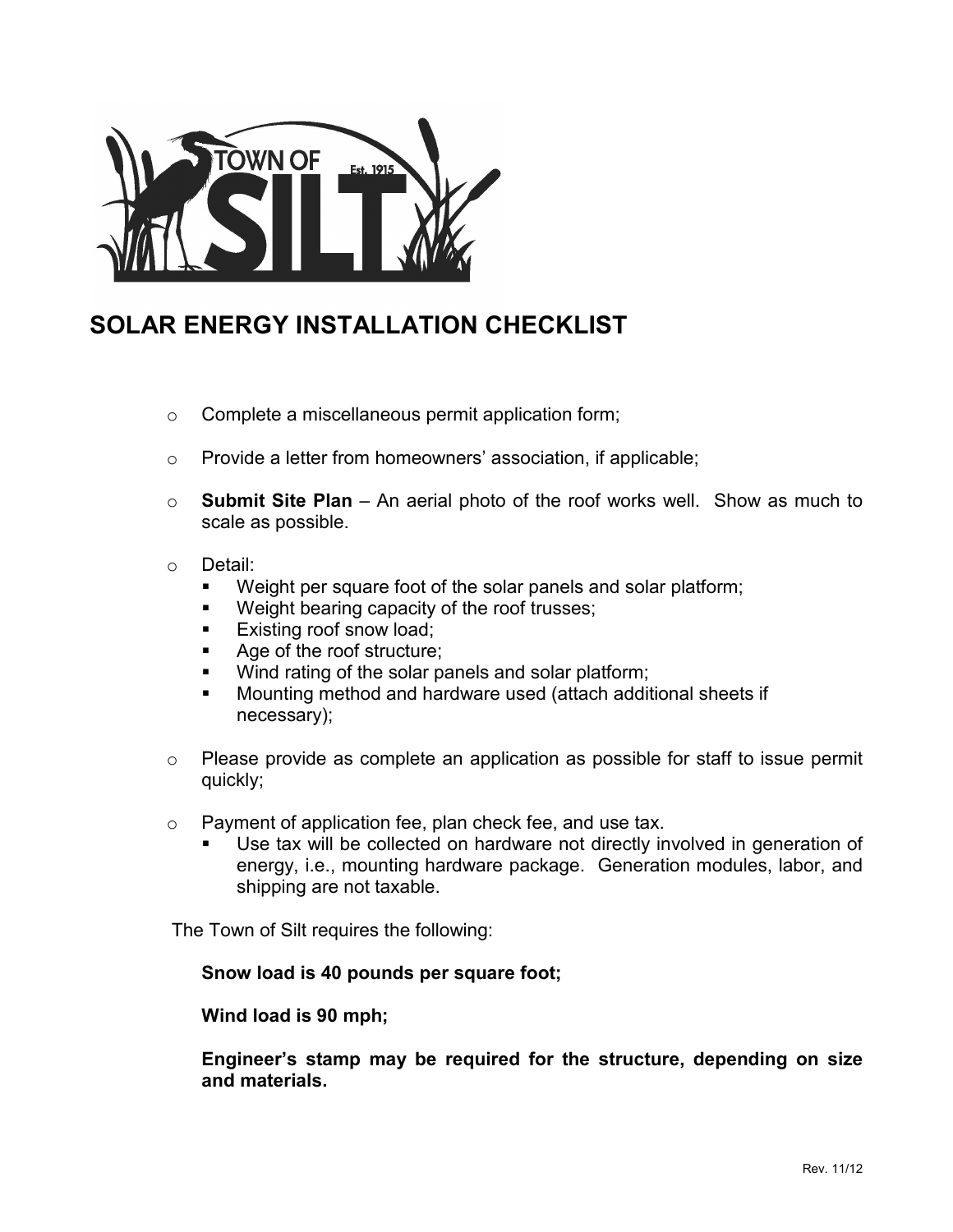# SOLAR ENERGY INSTALLATION CHECKLIST

- Complete a miscellaneous permit application form;
- Provide a letter from homeowners' association, if applicable;
- **Submit Site Plan** – An aerial photo of the roof works well. Show as much to scale as possible.
- Detail:
  - Weight per square foot of the solar panels and solar platform;
  - Weight bearing capacity of the roof trusses;
  - Existing roof snow load;
  - Age of the roof structure;
  - Wind rating of the solar panels and solar platform;
  - Mounting method and hardware used (attach additional sheets if necessary);
- Please provide as complete an application as possible for staff to issue permit quickly;
- Payment of application fee, plan check fee, and use tax.
  - Use tax will be collected on hardware not directly involved in generation of energy, i.e., mounting hardware package. Generation modules, labor, and shipping are not taxable.

The Town of Silt requires the following:

**Snow load is 40 pounds per square foot;**

**Wind load is 90 mph;**

**Engineer's stamp may be required for the structure, depending on size and materials.**

Rev. 11/12